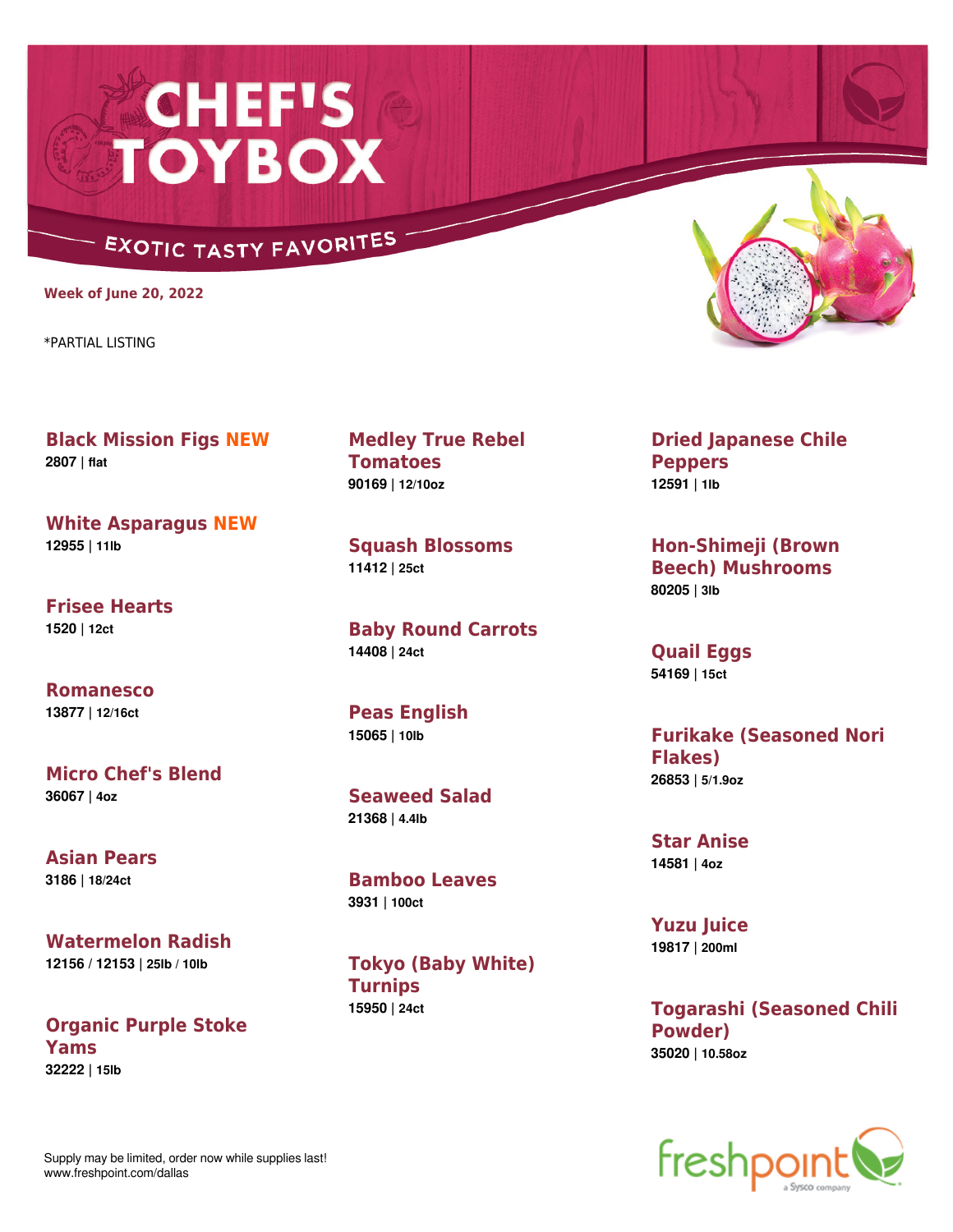# CHEF'S TOYBOX

## EXOTIC TASTY FAVORITES

**Week of June 20, 2022**

*PARTIAL LISTING

**Black Mission Figs NEW**
**2807** | **flat**

**White Asparagus NEW**
**12955** | **11lb**

**Frisee Hearts**
**1520** | **12ct**

**Romanesco**
**13877** | **12/16ct**

**Micro Chef's Blend**
**36067** | **4oz**

**Asian Pears**
**3186** | **18/24ct**

**Watermelon Radish**
**12156 / 12153** | **25lb / 10lb**

**Organic Purple Stoke Yams**
**32222** | **15lb**

**Medley True Rebel Tomatoes**
**90169** | **12/10oz**

**Squash Blossoms**
**11412** | **25ct**

**Baby Round Carrots**
**14408** | **24ct**

**Peas English**
**15065** | **10lb**

**Seaweed Salad**
**21368** | **4.4lb**

**Bamboo Leaves**
**3931** | **100ct**

**Tokyo (Baby White) Turnips**
**15950** | **24ct**

**Dried Japanese Chile Peppers**
**12591** | **1lb**

**Hon-Shimeji (Brown Beech) Mushrooms**
**80205** | **3lb**

**Quail Eggs**
**54169** | **15ct**

**Furikake (Seasoned Nori Flakes)**
**26853** | **5/1.9oz**

**Star Anise**
**14581** | **4oz**

**Yuzu Juice**
**19817** | **200ml**

**Togarashi (Seasoned Chili Powder)**
**35020** | **10.58oz**

Supply may be limited, order now while supplies last!
www.freshpoint.com/dallas

freshpoint a Sysco company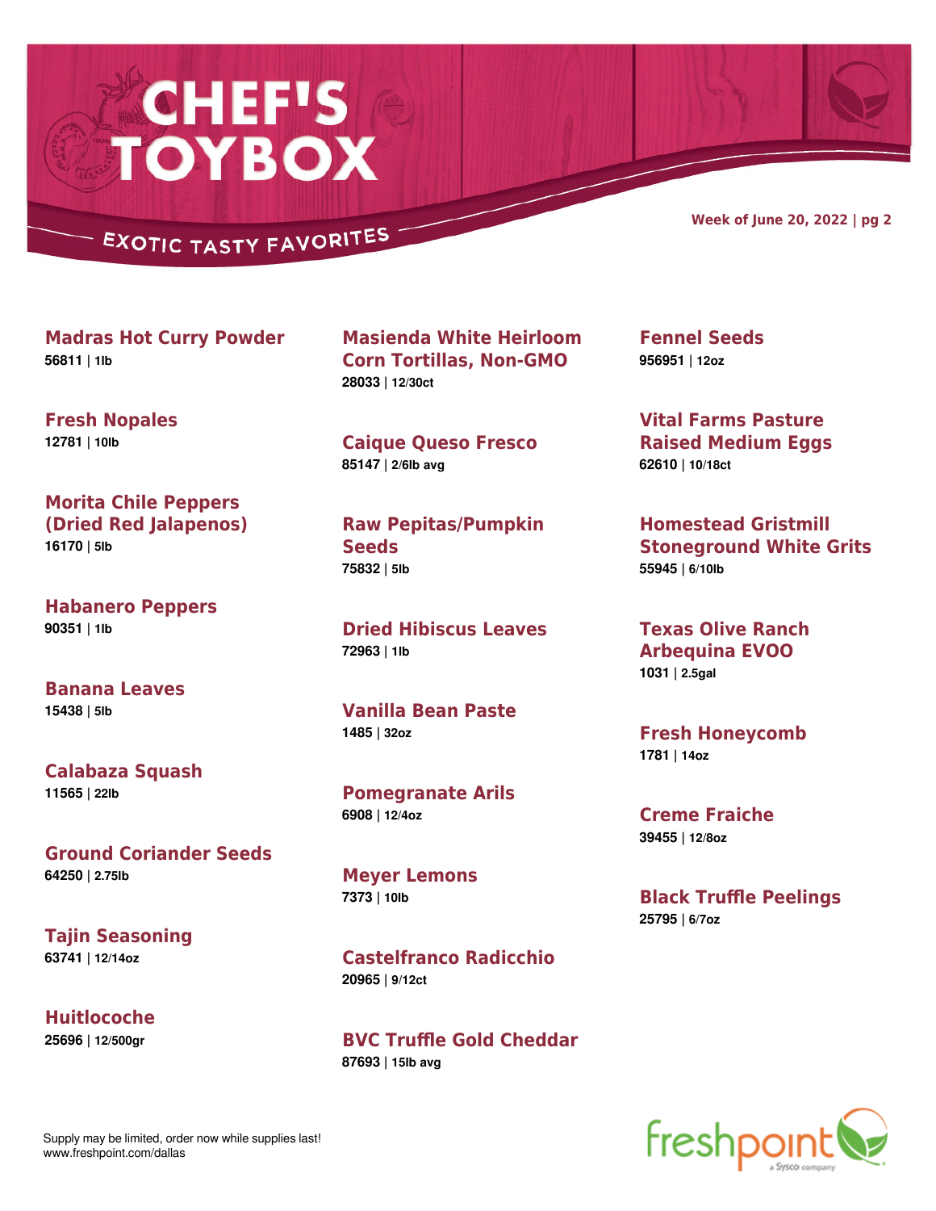# CHEF'S TOYBOX

EXOTIC TASTY FAVORITES

Week of June 20, 2022 | pg 2

**Madras Hot Curry Powder**
56811 | 1lb

**Fresh Nopales**
12781 | 10lb

**Morita Chile Peppers (Dried Red Jalapenos)**
16170 | 5lb

**Habanero Peppers**
90351 | 1lb

**Banana Leaves**
15438 | 5lb

**Calabaza Squash**
11565 | 22lb

**Ground Coriander Seeds**
64250 | 2.75lb

**Tajin Seasoning**
63741 | 12/14oz

**Huitlocoche**
25696 | 12/500gr

**Masienda White Heirloom Corn Tortillas, Non-GMO**
28033 | 12/30ct

**Caique Queso Fresco**
85147 | 2/6lb avg

**Raw Pepitas/Pumpkin Seeds**
75832 | 5lb

**Dried Hibiscus Leaves**
72963 | 1lb

**Vanilla Bean Paste**
1485 | 32oz

**Pomegranate Arils**
6908 | 12/4oz

**Meyer Lemons**
7373 | 10lb

**Castelfranco Radicchio**
20965 | 9/12ct

**BVC Truffle Gold Cheddar**
87693 | 15lb avg

**Fennel Seeds**
956951 | 12oz

**Vital Farms Pasture Raised Medium Eggs**
62610 | 10/18ct

**Homestead Gristmill Stoneground White Grits**
55945 | 6/10lb

**Texas Olive Ranch Arbequina EVOO**
1031 | 2.5gal

**Fresh Honeycomb**
1781 | 14oz

**Creme Fraiche**
39455 | 12/8oz

**Black Truffle Peelings**
25795 | 6/7oz

Supply may be limited, order now while supplies last!
www.freshpoint.com/dallas

freshpoint a Sysco company